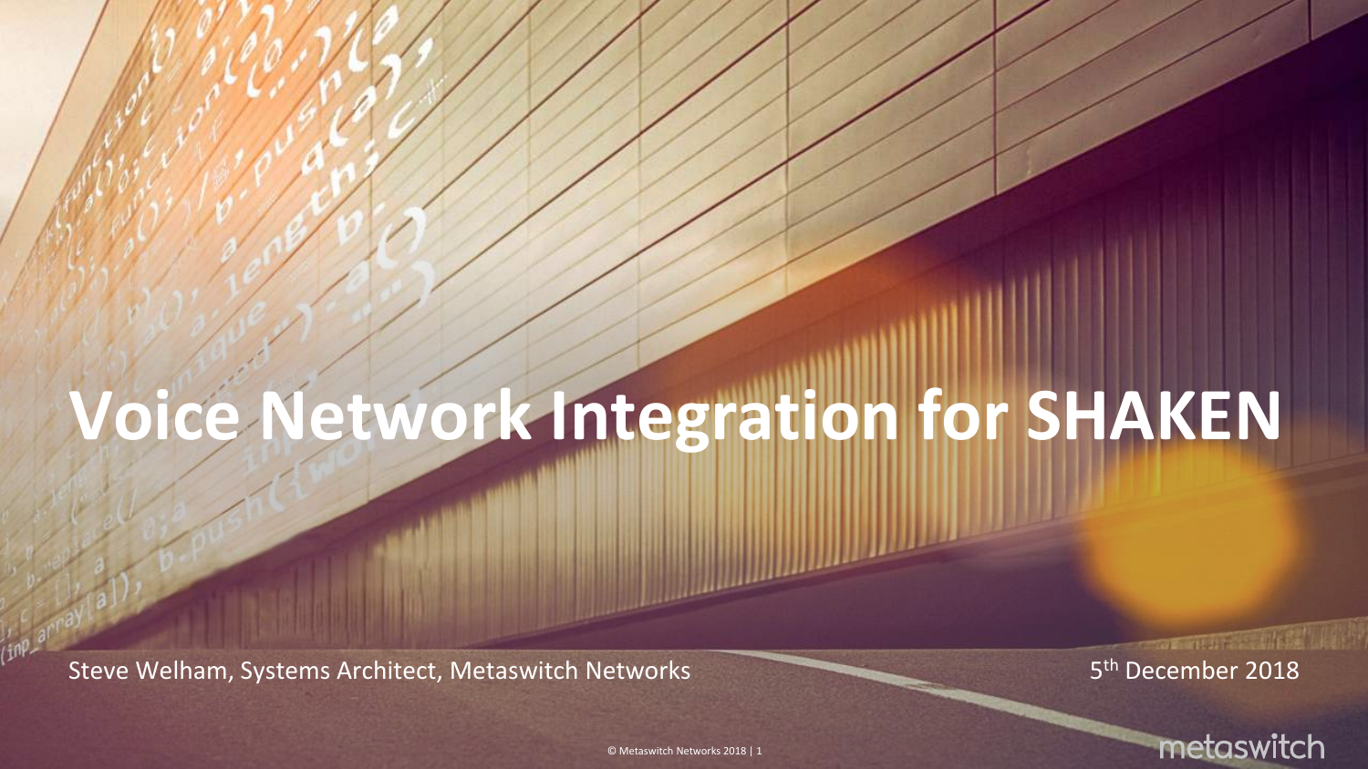# Voice Network Integration for SHAKEN

Steve Welham, Systems Architect, Metaswitch Networks

5th December 2018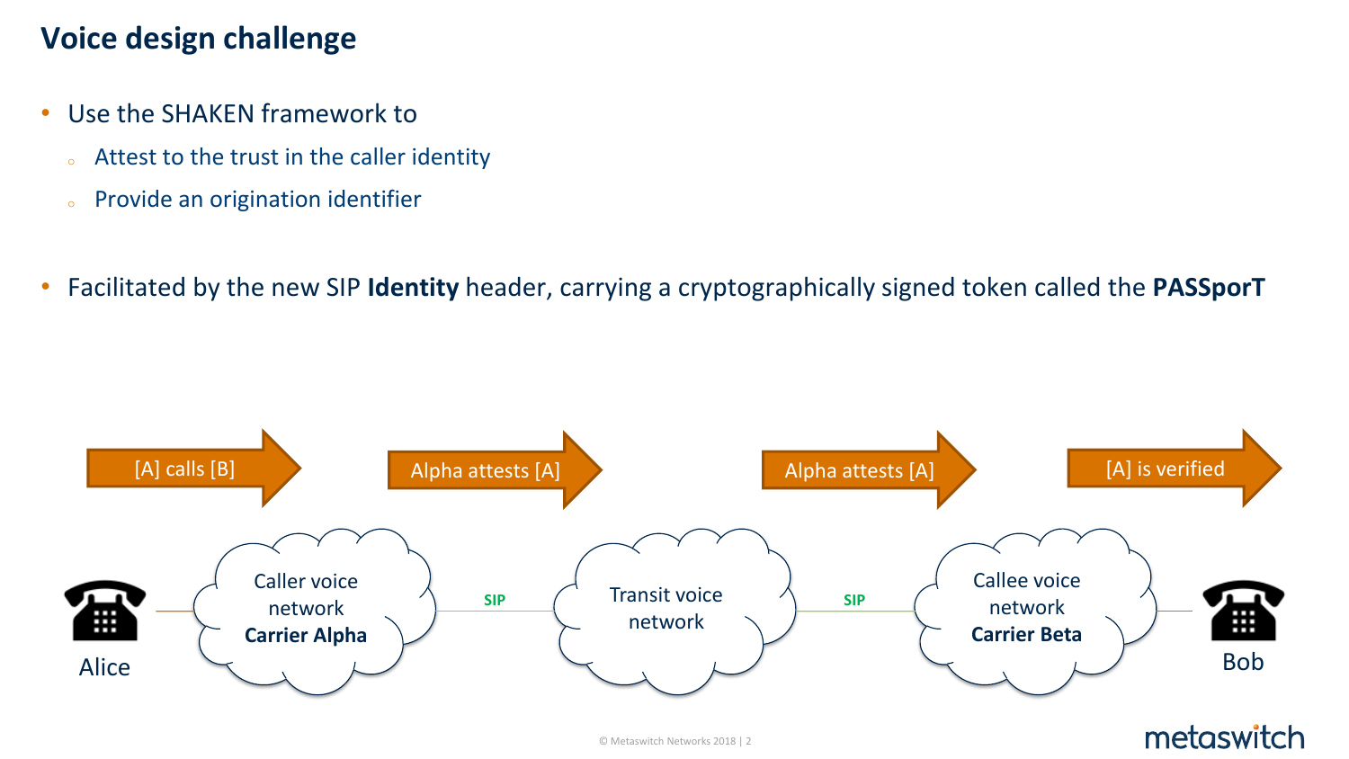# Voice design challenge

- Use the SHAKEN framework to
  - Attest to the trust in the caller identity
  - Provide an origination identifier

- Facilitated by the new SIP **Identity** header, carrying a cryptographically signed token called the **PASSporT**

[A] calls [B] → Alpha attests [A] → Alpha attests [A] → [A] is verified

Alice — Caller voice network **Carrier Alpha** —SIP— Transit voice network —SIP— Callee voice network **Carrier Beta** — Bob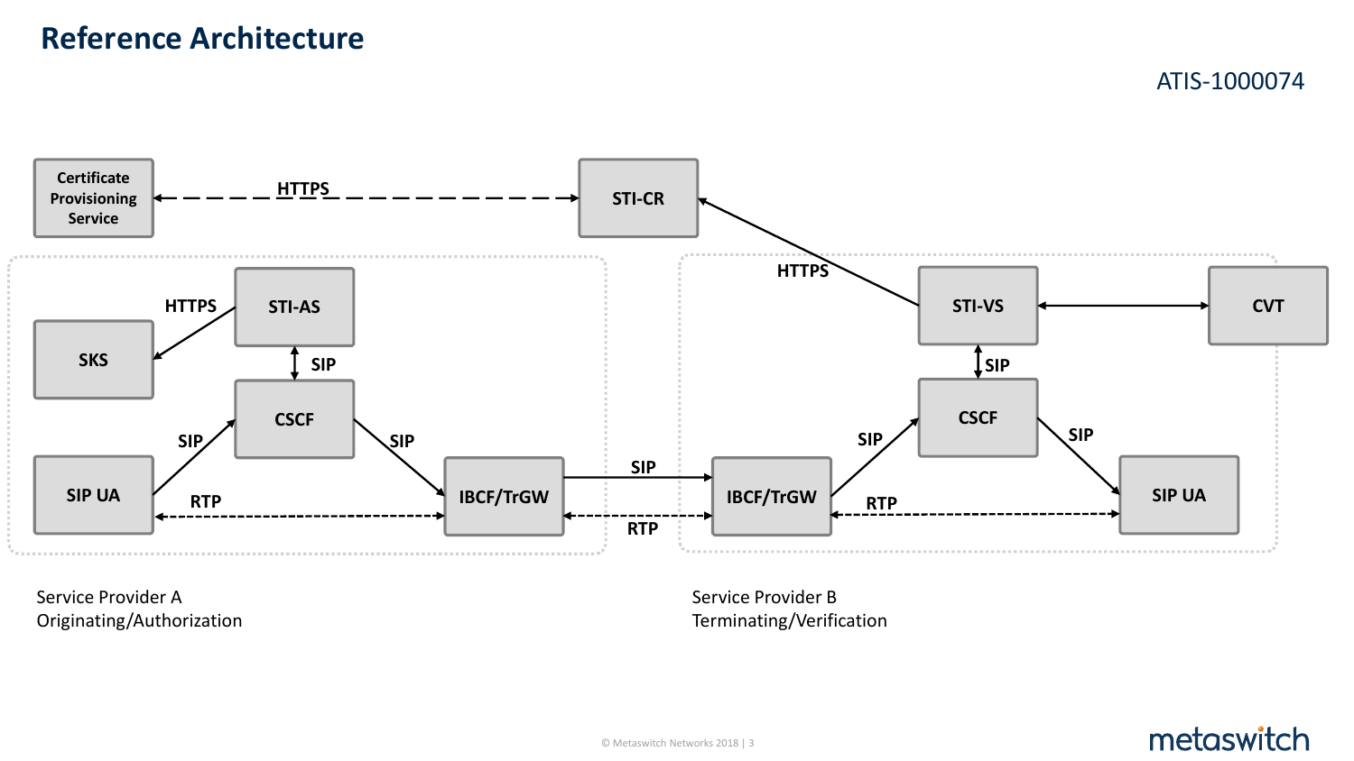# Reference Architecture

ATIS-1000074

Certificate Provisioning Service ← HTTPS → STI-CR

STI-VS — HTTPS → STI-CR

Service Provider A Originating/Authorization:

- STI-AS — HTTPS → SKS
- STI-AS ↔ SIP ↔ CSCF
- SIP UA — SIP → CSCF
- CSCF — SIP → IBCF/TrGW
- SIP UA ↔ RTP ↔ IBCF/TrGW

Between providers:

- IBCF/TrGW (A) — SIP → IBCF/TrGW (B)
- IBCF/TrGW (A) ↔ RTP ↔ IBCF/TrGW (B)

Service Provider B Terminating/Verification:

- STI-VS ↔ CVT
- STI-VS ↔ SIP ↔ CSCF
- IBCF/TrGW — SIP → CSCF
- CSCF — SIP → SIP UA
- IBCF/TrGW ↔ RTP ↔ SIP UA

Service Provider A
Originating/Authorization

Service Provider B
Terminating/Verification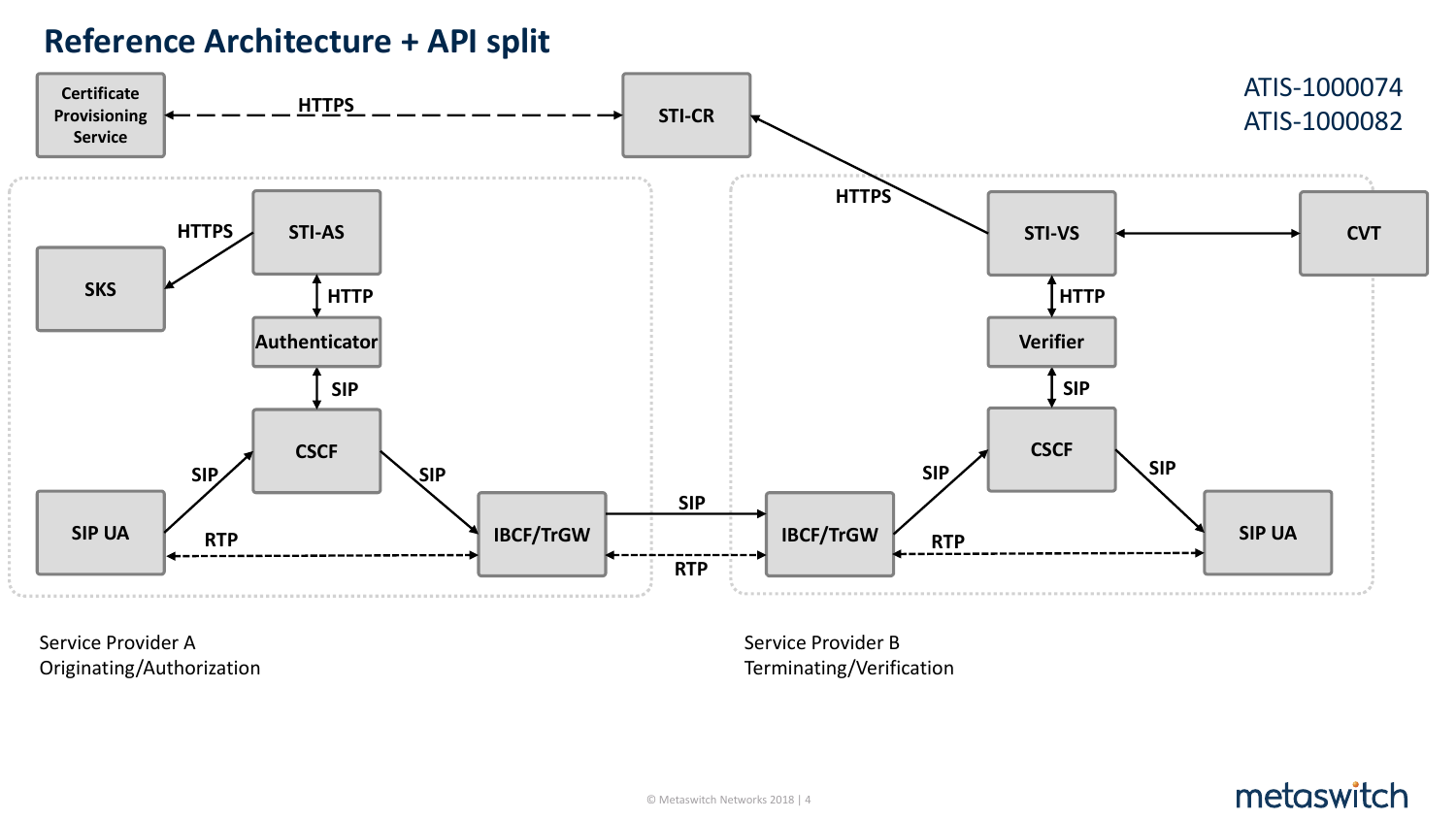# Reference Architecture + API split

ATIS-1000074
ATIS-1000082

Certificate Provisioning Service — HTTPS — STI-CR

STI-AS — HTTPS — SKS

STI-AS — HTTP — Authenticator

Authenticator — SIP — CSCF

SIP UA — SIP — CSCF

CSCF — SIP — IBCF/TrGW

SIP UA — RTP — IBCF/TrGW

IBCF/TrGW — SIP — IBCF/TrGW

IBCF/TrGW — RTP — IBCF/TrGW

STI-VS — HTTPS — STI-CR

STI-VS — CVT

STI-VS — HTTP — Verifier

Verifier — SIP — CSCF

IBCF/TrGW — SIP — CSCF

CSCF — SIP — SIP UA

IBCF/TrGW — RTP — SIP UA

Service Provider A
Originating/Authorization

Service Provider B
Terminating/Verification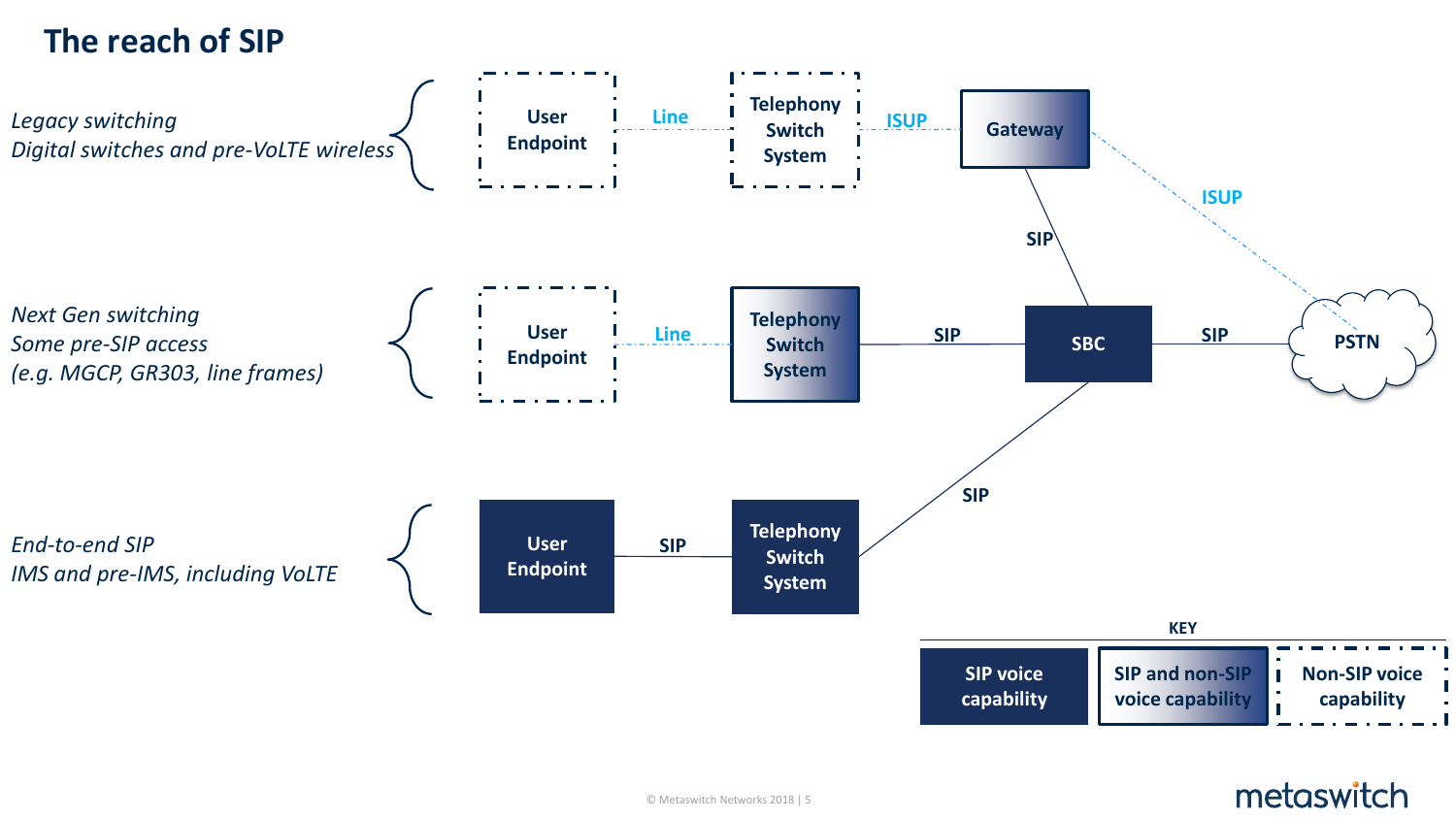# The reach of SIP

*Legacy switching*
*Digital switches and pre-VoLTE wireless*

User Endpoint — Line — Telephony Switch System — ISUP — Gateway

Gateway — ISUP — PSTN

Gateway — SIP — SBC

*Next Gen switching*
*Some pre-SIP access*
*(e.g. MGCP, GR303, line frames)*

User Endpoint — Line — Telephony Switch System — SIP — SBC — SIP — PSTN

*End-to-end SIP*
*IMS and pre-IMS, including VoLTE*

User Endpoint — SIP — Telephony Switch System — SIP — SBC

**KEY**

| SIP voice capability | SIP and non-SIP voice capability | Non-SIP voice capability |
| --- | --- | --- |

© Metaswitch Networks 2018

metaswitch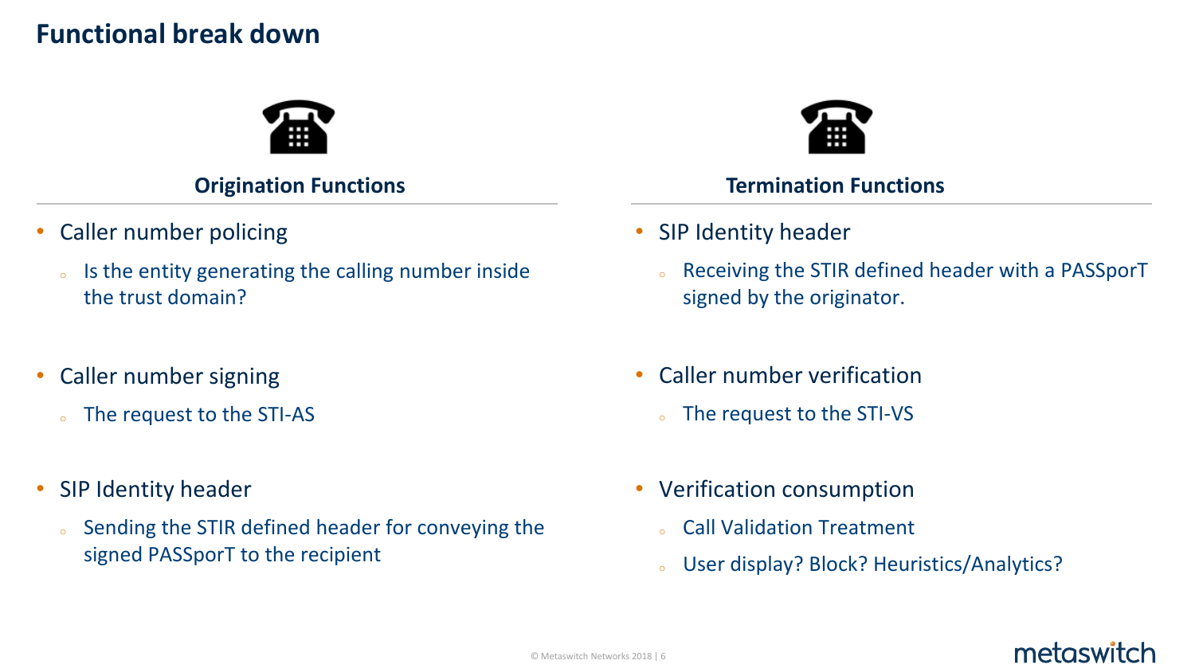# Functional break down

## Origination Functions

- Caller number policing
  - Is the entity generating the calling number inside the trust domain?
- Caller number signing
  - The request to the STI-AS
- SIP Identity header
  - Sending the STIR defined header for conveying the signed PASSporT to the recipient

## Termination Functions

- SIP Identity header
  - Receiving the STIR defined header with a PASSporT signed by the originator.
- Caller number verification
  - The request to the STI-VS
- Verification consumption
  - Call Validation Treatment
  - User display? Block? Heuristics/Analytics?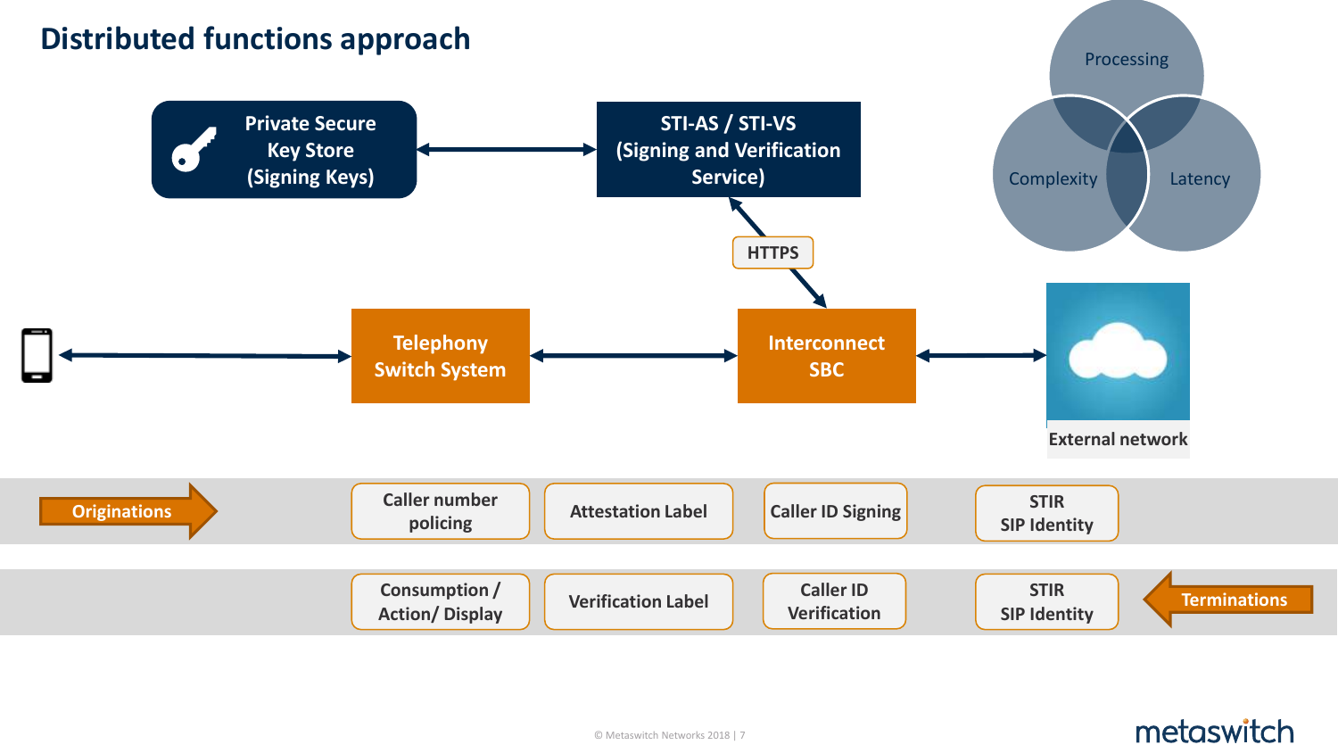# Distributed functions approach

Private Secure Key Store (Signing Keys)

STI-AS / STI-VS (Signing and Verification Service)

HTTPS

Telephony Switch System

Interconnect SBC

External network

Processing

Complexity

Latency

| Originations | Caller number policing | Attestation Label | Caller ID Signing | STIR SIP Identity | |
|---|---|---|---|---|---|
| | Consumption / Action/ Display | Verification Label | Caller ID Verification | STIR SIP Identity | Terminations |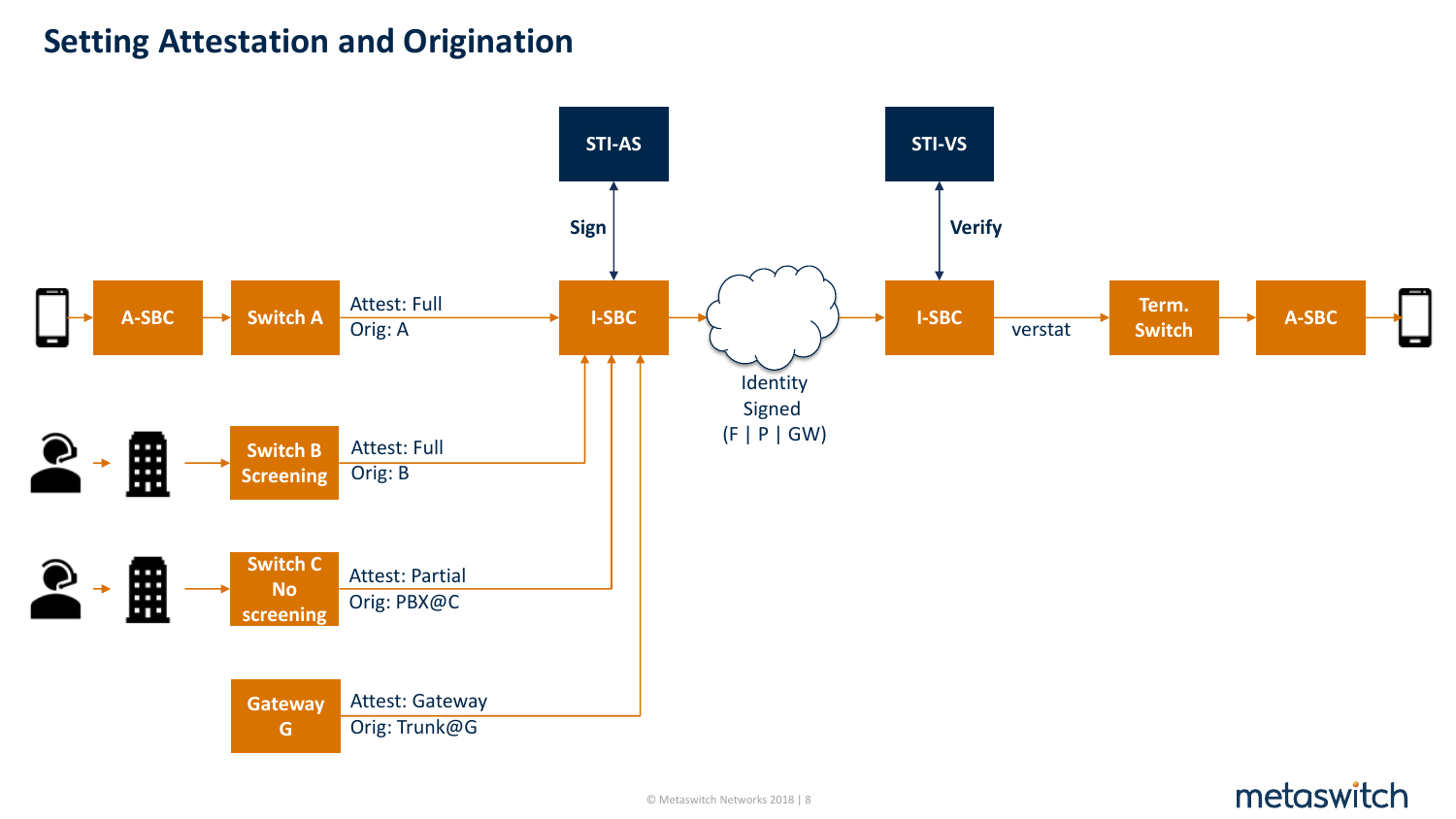# Setting Attestation and Origination

STI-AS

Sign

STI-VS

Verify

A-SBC

Switch A

Attest: Full
Orig: A

I-SBC

Identity
Signed
(F | P | GW)

I-SBC

verstat

Term. Switch

A-SBC

Switch B Screening

Attest: Full
Orig: B

Switch C No screening

Attest: Partial
Orig: PBX@C

Gateway G

Attest: Gateway
Orig: Trunk@G

© Metaswitch Networks 2018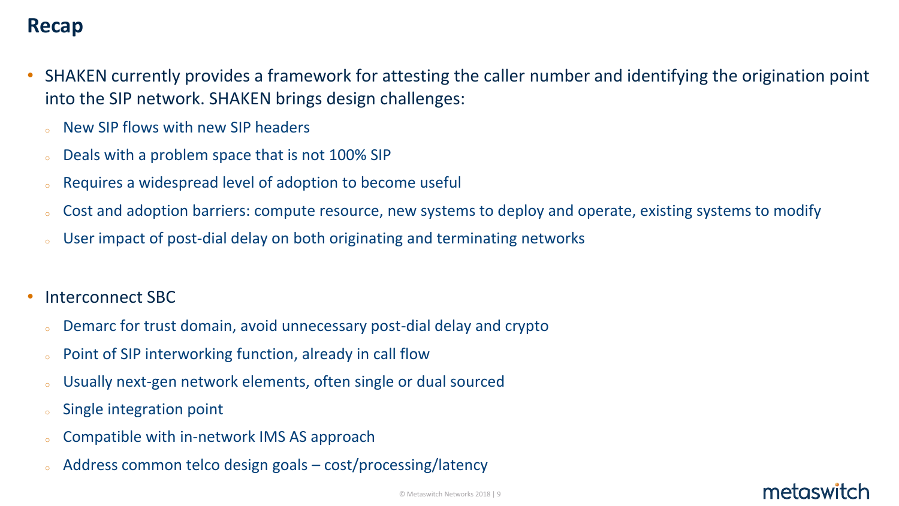## Recap

- SHAKEN currently provides a framework for attesting the caller number and identifying the origination point into the SIP network. SHAKEN brings design challenges:
  - New SIP flows with new SIP headers
  - Deals with a problem space that is not 100% SIP
  - Requires a widespread level of adoption to become useful
  - Cost and adoption barriers: compute resource, new systems to deploy and operate, existing systems to modify
  - User impact of post-dial delay on both originating and terminating networks

- Interconnect SBC
  - Demarc for trust domain, avoid unnecessary post-dial delay and crypto
  - Point of SIP interworking function, already in call flow
  - Usually next-gen network elements, often single or dual sourced
  - Single integration point
  - Compatible with in-network IMS AS approach
  - Address common telco design goals – cost/processing/latency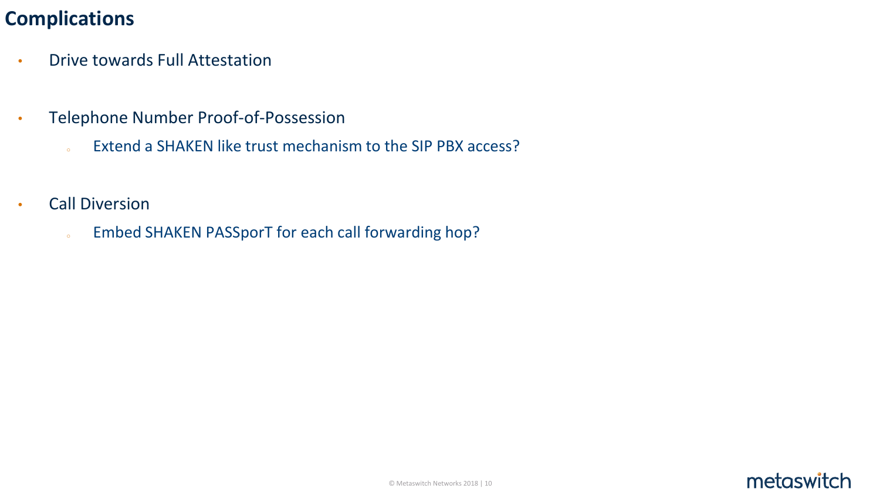# Complications

- Drive towards Full Attestation

- Telephone Number Proof-of-Possession
  - Extend a SHAKEN like trust mechanism to the SIP PBX access?

- Call Diversion
  - Embed SHAKEN PASSporT for each call forwarding hop?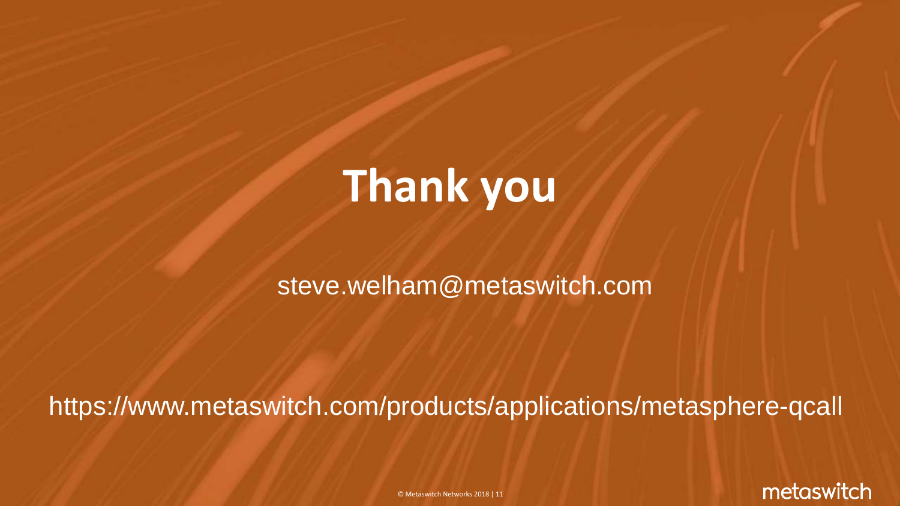# Thank you

steve.welham@metaswitch.com

https://www.metaswitch.com/products/applications/metasphere-qcall

© Metaswitch Networks 2018

metaswitch